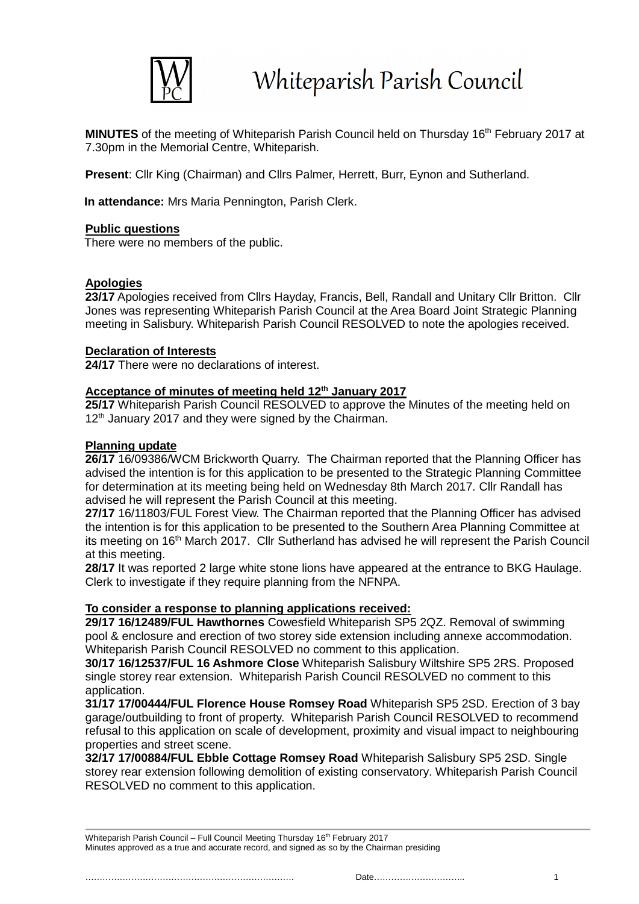# Whiteparish Parish Council

**MINUTES** of the meeting of Whiteparish Parish Council held on Thursday 16th February 2017 at 7.30pm in the Memorial Centre, Whiteparish.

**Present**: Cllr King (Chairman) and Cllrs Palmer, Herrett, Burr, Eynon and Sutherland.

**In attendance:** Mrs Maria Pennington, Parish Clerk.

**Public questions**

There were no members of the public.

**Apologies**

**23/17** Apologies received from Cllrs Hayday, Francis, Bell, Randall and Unitary Cllr Britton. Cllr Jones was representing Whiteparish Parish Council at the Area Board Joint Strategic Planning meeting in Salisbury. Whiteparish Parish Council RESOLVED to note the apologies received.

**Declaration of Interests**

**24/17** There were no declarations of interest.

**Acceptance of minutes of meeting held 12th January 2017**

**25/17** Whiteparish Parish Council RESOLVED to approve the Minutes of the meeting held on 12th January 2017 and they were signed by the Chairman.

**Planning update**

**26/17** 16/09386/WCM Brickworth Quarry. The Chairman reported that the Planning Officer has advised the intention is for this application to be presented to the Strategic Planning Committee for determination at its meeting being held on Wednesday 8th March 2017. Cllr Randall has advised he will represent the Parish Council at this meeting.

**27/17** 16/11803/FUL Forest View. The Chairman reported that the Planning Officer has advised the intention is for this application to be presented to the Southern Area Planning Committee at its meeting on 16th March 2017. Cllr Sutherland has advised he will represent the Parish Council at this meeting.

**28/17** It was reported 2 large white stone lions have appeared at the entrance to BKG Haulage. Clerk to investigate if they require planning from the NFNPA.

**To consider a response to planning applications received:**

**29/17 16/12489/FUL Hawthornes** Cowesfield Whiteparish SP5 2QZ. Removal of swimming pool & enclosure and erection of two storey side extension including annexe accommodation. Whiteparish Parish Council RESOLVED no comment to this application.

**30/17 16/12537/FUL 16 Ashmore Close** Whiteparish Salisbury Wiltshire SP5 2RS. Proposed single storey rear extension. Whiteparish Parish Council RESOLVED no comment to this application.

**31/17 17/00444/FUL Florence House Romsey Road** Whiteparish SP5 2SD. Erection of 3 bay garage/outbuilding to front of property. Whiteparish Parish Council RESOLVED to recommend refusal to this application on scale of development, proximity and visual impact to neighbouring properties and street scene.

**32/17 17/00884/FUL Ebble Cottage Romsey Road** Whiteparish Salisbury SP5 2SD. Single storey rear extension following demolition of existing conservatory. Whiteparish Parish Council RESOLVED no comment to this application.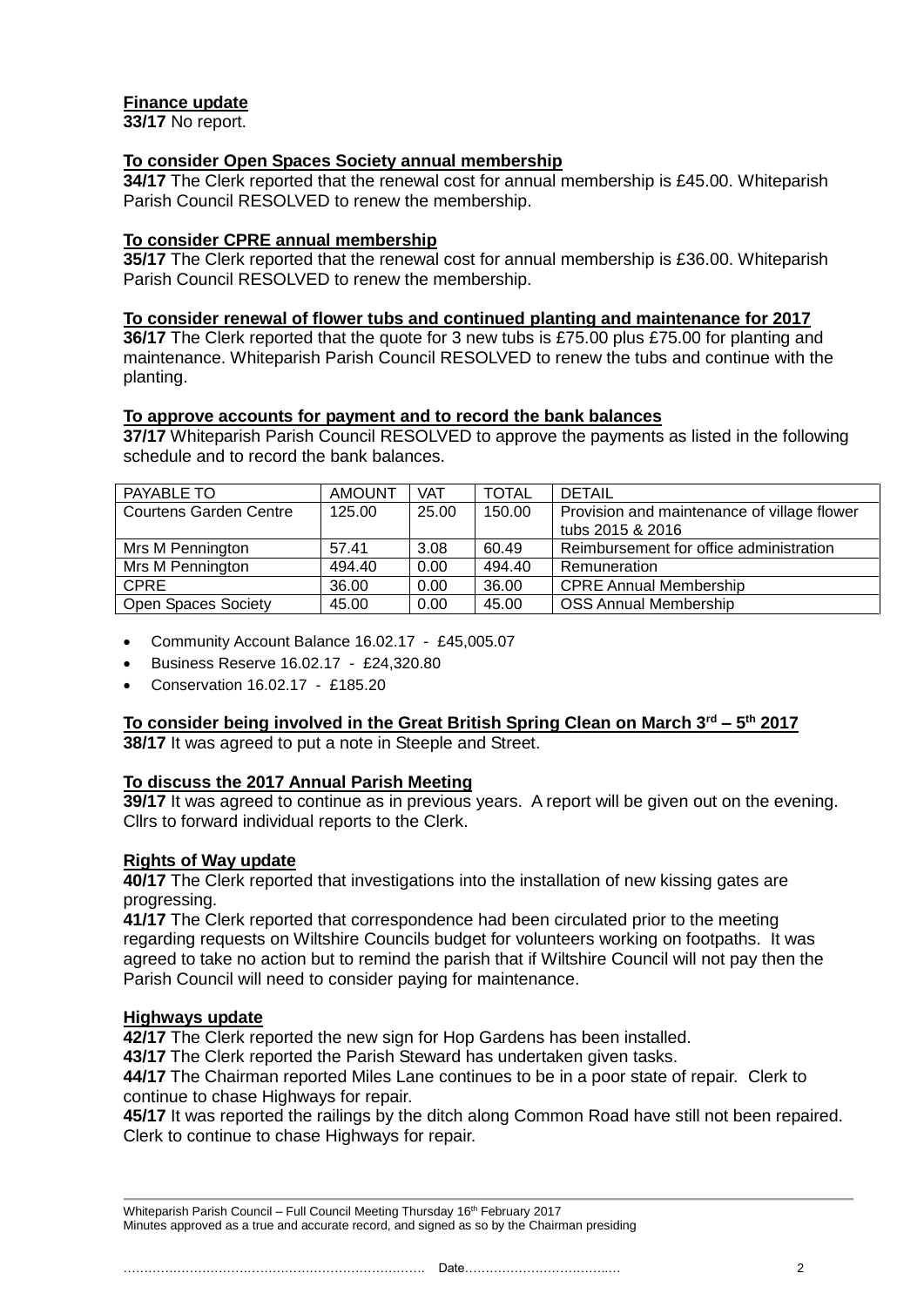**Finance update**

**33/17** No report.

**To consider Open Spaces Society annual membership**

**34/17** The Clerk reported that the renewal cost for annual membership is £45.00. Whiteparish Parish Council RESOLVED to renew the membership.

**To consider CPRE annual membership**

**35/17** The Clerk reported that the renewal cost for annual membership is £36.00. Whiteparish Parish Council RESOLVED to renew the membership.

**To consider renewal of flower tubs and continued planting and maintenance for 2017**

**36/17** The Clerk reported that the quote for 3 new tubs is £75.00 plus £75.00 for planting and maintenance. Whiteparish Parish Council RESOLVED to renew the tubs and continue with the planting.

**To approve accounts for payment and to record the bank balances**

**37/17** Whiteparish Parish Council RESOLVED to approve the payments as listed in the following schedule and to record the bank balances.

| PAYABLE TO | AMOUNT | VAT | TOTAL | DETAIL |
|---|---|---|---|---|
| Courtens Garden Centre | 125.00 | 25.00 | 150.00 | Provision and maintenance of village flower tubs 2015 & 2016 |
| Mrs M Pennington | 57.41 | 3.08 | 60.49 | Reimbursement for office administration |
| Mrs M Pennington | 494.40 | 0.00 | 494.40 | Remuneration |
| CPRE | 36.00 | 0.00 | 36.00 | CPRE Annual Membership |
| Open Spaces Society | 45.00 | 0.00 | 45.00 | OSS Annual Membership |

- Community Account Balance 16.02.17 - £45,005.07
- Business Reserve 16.02.17 - £24,320.80
- Conservation 16.02.17 - £185.20

**To consider being involved in the Great British Spring Clean on March 3rd – 5th 2017**

**38/17** It was agreed to put a note in Steeple and Street.

**To discuss the 2017 Annual Parish Meeting**

**39/17** It was agreed to continue as in previous years. A report will be given out on the evening. Cllrs to forward individual reports to the Clerk.

**Rights of Way update**

**40/17** The Clerk reported that investigations into the installation of new kissing gates are progressing.

**41/17** The Clerk reported that correspondence had been circulated prior to the meeting regarding requests on Wiltshire Councils budget for volunteers working on footpaths. It was agreed to take no action but to remind the parish that if Wiltshire Council will not pay then the Parish Council will need to consider paying for maintenance.

**Highways update**

**42/17** The Clerk reported the new sign for Hop Gardens has been installed.

**43/17** The Clerk reported the Parish Steward has undertaken given tasks.

**44/17** The Chairman reported Miles Lane continues to be in a poor state of repair. Clerk to continue to chase Highways for repair.

**45/17** It was reported the railings by the ditch along Common Road have still not been repaired. Clerk to continue to chase Highways for repair.

Whiteparish Parish Council – Full Council Meeting Thursday 16th February 2017
Minutes approved as a true and accurate record, and signed as so by the Chairman presiding

………………………………………………………………. Date……………………………..…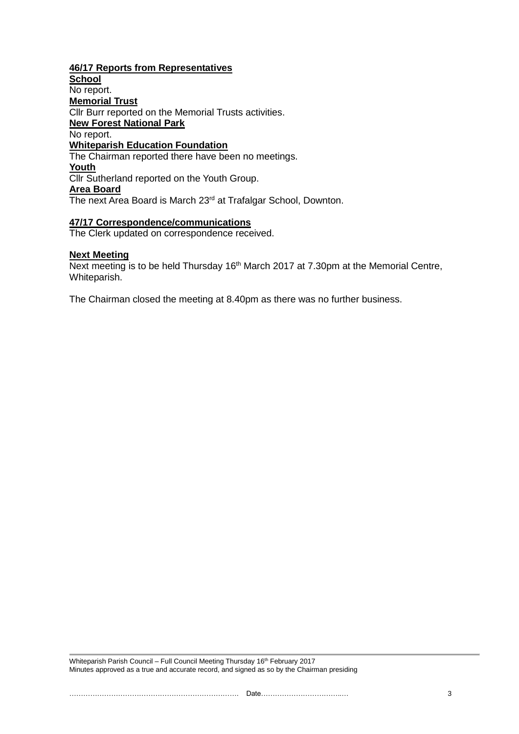**46/17 Reports from Representatives**

**School**

No report.

**Memorial Trust**

Cllr Burr reported on the Memorial Trusts activities.

**New Forest National Park**

No report.

**Whiteparish Education Foundation**

The Chairman reported there have been no meetings.

**Youth**

Cllr Sutherland reported on the Youth Group.

**Area Board**

The next Area Board is March 23rd at Trafalgar School, Downton.

**47/17 Correspondence/communications**

The Clerk updated on correspondence received.

**Next Meeting**

Next meeting is to be held Thursday 16th March 2017 at 7.30pm at the Memorial Centre, Whiteparish.

The Chairman closed the meeting at 8.40pm as there was no further business.